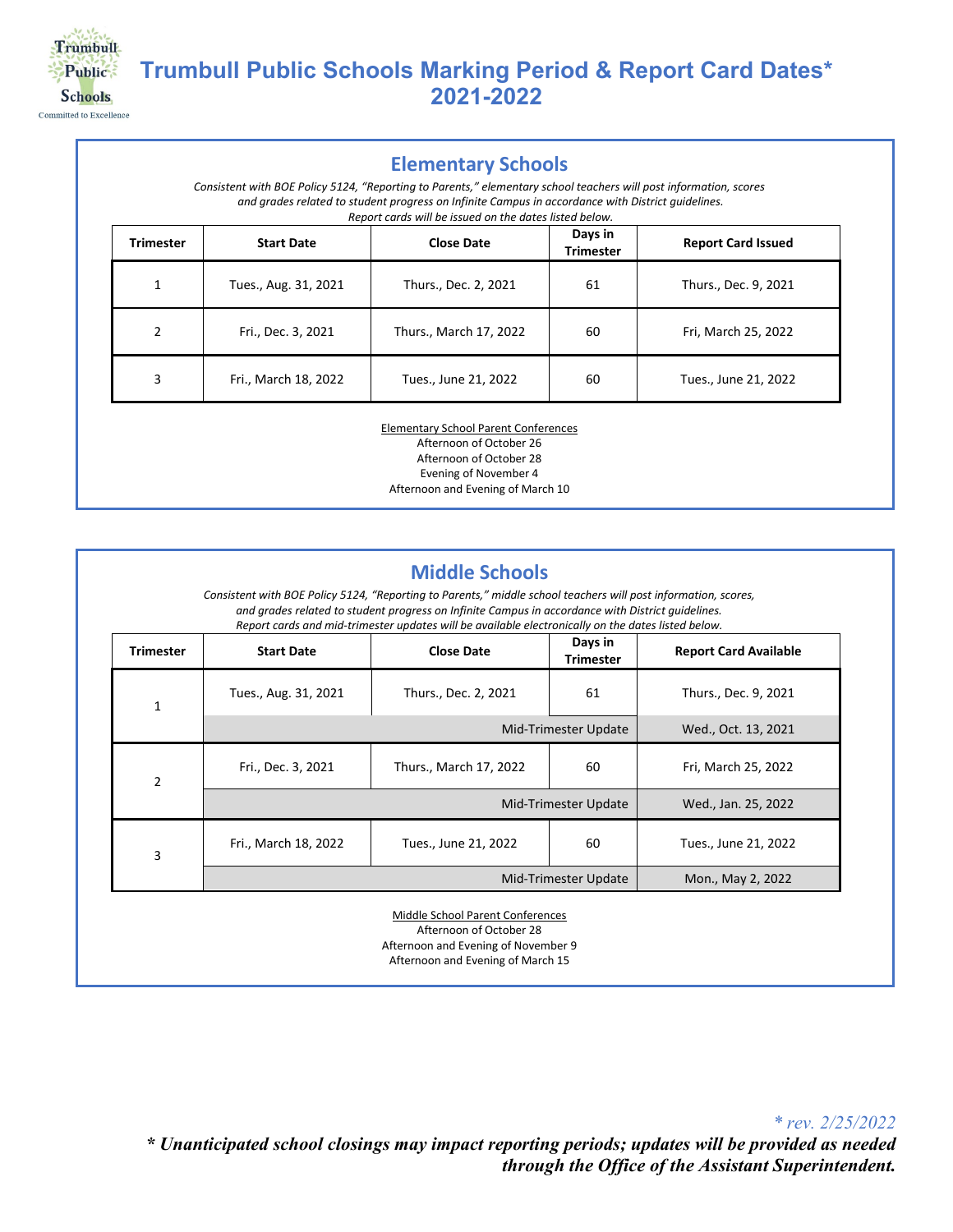# Trumbull Public Schools Marking Period & Report Card Dates* 2021-2022

## Elementary Schools

*Consistent with BOE Policy 5124, "Reporting to Parents," elementary school teachers will post information, scores and grades related to student progress on Infinite Campus in accordance with District guidelines. Report cards will be issued on the dates listed below.*

| Trimester | Start Date | Close Date | Days in Trimester | Report Card Issued |
|---|---|---|---|---|
| 1 | Tues., Aug. 31, 2021 | Thurs., Dec. 2, 2021 | 61 | Thurs., Dec. 9, 2021 |
| 2 | Fri., Dec. 3, 2021 | Thurs., March 17, 2022 | 60 | Fri, March 25, 2022 |
| 3 | Fri., March 18, 2022 | Tues., June 21, 2022 | 60 | Tues., June 21, 2022 |

Elementary School Parent Conferences
Afternoon of October 26
Afternoon of October 28
Evening of November 4
Afternoon and Evening of March 10

## Middle Schools

*Consistent with BOE Policy 5124, "Reporting to Parents," middle school teachers will post information, scores, and grades related to student progress on Infinite Campus in accordance with District guidelines. Report cards and mid-trimester updates will be available electronically on the dates listed below.*

| Trimester | Start Date | Close Date | Days in Trimester | Report Card Available |
|---|---|---|---|---|
| 1 | Tues., Aug. 31, 2021 | Thurs., Dec. 2, 2021 | 61 | Thurs., Dec. 9, 2021 |
| | | | Mid-Trimester Update | Wed., Oct. 13, 2021 |
| 2 | Fri., Dec. 3, 2021 | Thurs., March 17, 2022 | 60 | Fri, March 25, 2022 |
| | | | Mid-Trimester Update | Wed., Jan. 25, 2022 |
| 3 | Fri., March 18, 2022 | Tues., June 21, 2022 | 60 | Tues., June 21, 2022 |
| | | | Mid-Trimester Update | Mon., May 2, 2022 |

Middle School Parent Conferences
Afternoon of October 28
Afternoon and Evening of November 9
Afternoon and Evening of March 15

*\* rev. 2/25/2022*

***\* Unanticipated school closings may impact reporting periods; updates will be provided as needed through the Office of the Assistant Superintendent.***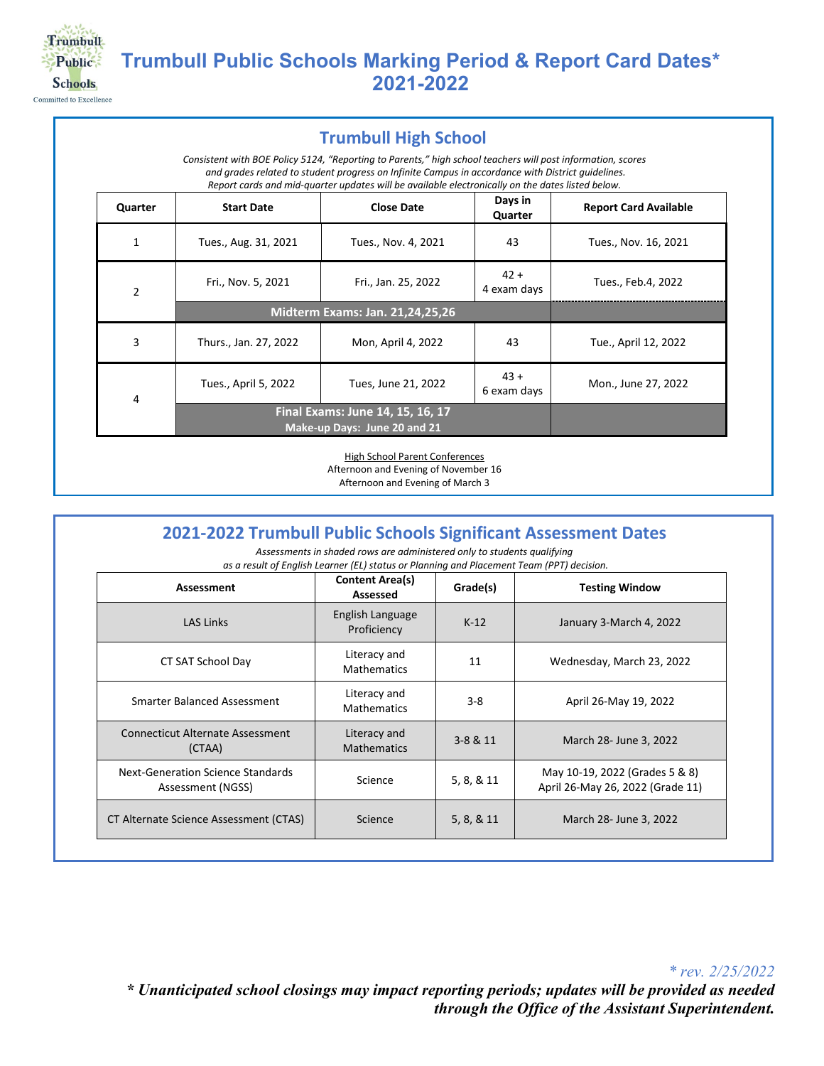# Trumbull Public Schools Marking Period & Report Card Dates* 2021-2022

## Trumbull High School

*Consistent with BOE Policy 5124, "Reporting to Parents," high school teachers will post information, scores and grades related to student progress on Infinite Campus in accordance with District guidelines. Report cards and mid-quarter updates will be available electronically on the dates listed below.*

| Quarter | Start Date | Close Date | Days in Quarter | Report Card Available |
|---|---|---|---|---|
| 1 | Tues., Aug. 31, 2021 | Tues., Nov. 4, 2021 | 43 | Tues., Nov. 16, 2021 |
| 2 | Fri., Nov. 5, 2021 | Fri., Jan. 25, 2022 | 42 + 4 exam days | Tues., Feb.4, 2022 |
| | Midterm Exams: Jan. 21,24,25,26 | | | |
| 3 | Thurs., Jan. 27, 2022 | Mon, April 4, 2022 | 43 | Tue., April 12, 2022 |
| 4 | Tues., April 5, 2022 | Tues, June 21, 2022 | 43 + 6 exam days | Mon., June 27, 2022 |
| | Final Exams: June 14, 15, 16, 17 Make-up Days: June 20 and 21 | | | |

High School Parent Conferences
Afternoon and Evening of November 16
Afternoon and Evening of March 3

## 2021-2022 Trumbull Public Schools Significant Assessment Dates

*Assessments in shaded rows are administered only to students qualifying as a result of English Learner (EL) status or Planning and Placement Team (PPT) decision.*

| Assessment | Content Area(s) Assessed | Grade(s) | Testing Window |
|---|---|---|---|
| LAS Links | English Language Proficiency | K-12 | January 3-March 4, 2022 |
| CT SAT School Day | Literacy and Mathematics | 11 | Wednesday, March 23, 2022 |
| Smarter Balanced Assessment | Literacy and Mathematics | 3-8 | April 26-May 19, 2022 |
| Connecticut Alternate Assessment (CTAA) | Literacy and Mathematics | 3-8 & 11 | March 28- June 3, 2022 |
| Next-Generation Science Standards Assessment (NGSS) | Science | 5, 8, & 11 | May 10-19, 2022 (Grades 5 & 8) April 26-May 26, 2022 (Grade 11) |
| CT Alternate Science Assessment (CTAS) | Science | 5, 8, & 11 | March 28- June 3, 2022 |

*\* rev. 2/25/2022*

***\* Unanticipated school closings may impact reporting periods; updates will be provided as needed through the Office of the Assistant Superintendent.***